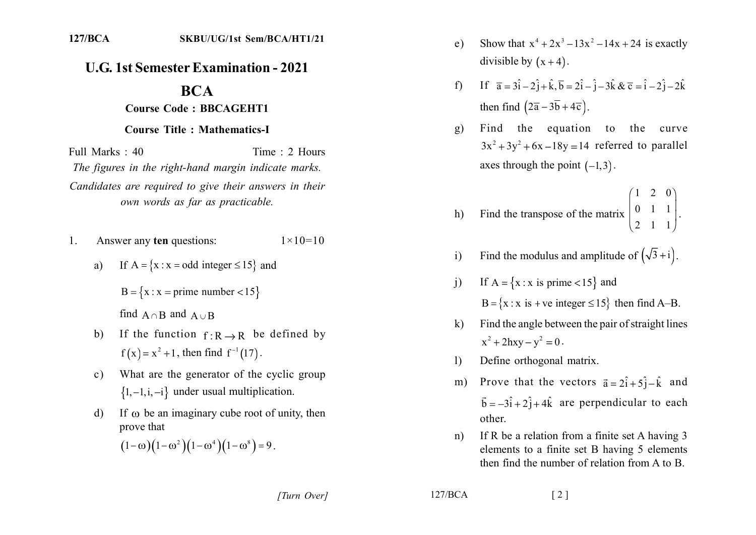127/BCA SKBU/UG/1st Sem/BCA/HT1/21

# U.G. 1st Semester Examination - 2021

## BCA

### Course Code : BBCAGEHT1

### Course Title : Mathematics-I

Full Marks : 40 Time : 2 Hours

*The figures in the right-hand margin indicate marks.*

*Candidates are required to give their answers in their own words as far as practicable.*

1. Answer any **ten** questions: $1 \times 10 = 10$

   a) If $A = \{x : x = \text{odd integer} \leq 15\}$ and

      $B = \{x : x = \text{prime number} < 15\}$

      find $A \cap B$ and $A \cup B$

   b) If the function $f : R \rightarrow R$ be defined by $f(x) = x^2 + 1$, then find $f^{-1}(17)$.

   c) What are the generator of the cyclic group $\{1, -1, i, -i\}$ under usual multiplication.

   d) If $\omega$ be an imaginary cube root of unity, then prove that

      $(1-\omega)(1-\omega^2)(1-\omega^4)(1-\omega^8) = 9$.

   e) Show that $x^4 + 2x^3 - 13x^2 - 14x + 24$ is exactly divisible by $(x+4)$.

   f) If $\overline{a} = 3\hat{i} - 2\hat{j} + \hat{k}, \overline{b} = 2\hat{i} - \hat{j} - 3\hat{k}$ & $\overline{c} = \hat{i} - 2\hat{j} - 2\hat{k}$ then find $(2\overline{a} - 3\overline{b} + 4\overline{c})$.

   g) Find the equation to the curve $3x^2 + 3y^2 + 6x - 18y = 14$ referred to parallel axes through the point $(-1, 3)$.

   h) Find the transpose of the matrix $\begin{pmatrix} 1 & 2 & 0 \\ 0 & 1 & 1 \\ 2 & 1 & 1 \end{pmatrix}$.

   i) Find the modulus and amplitude of $(\sqrt{3} + i)$.

   j) If $A = \{x : x \text{ is prime} < 15\}$ and

      $B = \{x : x \text{ is +ve integer} \leq 15\}$ then find A–B.

   k) Find the angle between the pair of straight lines $x^2 + 2hxy - y^2 = 0$.

   l) Define orthogonal matrix.

   m) Prove that the vectors $\vec{a} = 2\hat{i} + 5\hat{j} - \hat{k}$ and $\vec{b} = -3\hat{i} + 2\hat{j} + 4\hat{k}$ are perpendicular to each other.

   n) If R be a relation from a finite set A having 3 elements to a finite set B having 5 elements then find the number of relation from A to B.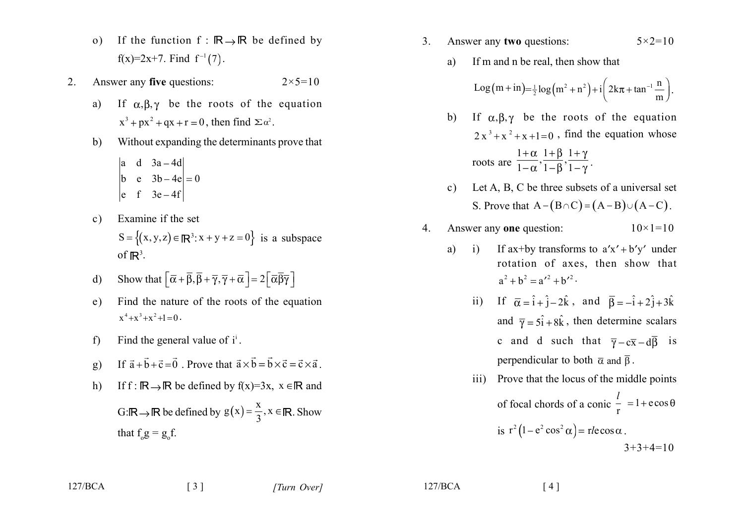o) If the function $f : \mathbb{R} \to \mathbb{R}$ be defined by $f(x)=2x+7$. Find $f^{-1}(7)$.

2. Answer any **five** questions: $2\times5=10$

a) If $\alpha,\beta,\gamma$ be the roots of the equation $x^3+px^2+qx+r=0$, then find $\Sigma\alpha^2$.

b) Without expanding the determinants prove that

$$\begin{vmatrix} a & d & 3a-4d \\ b & e & 3b-4e \\ e & f & 3e-4f \end{vmatrix} = 0$$

c) Examine if the set $S=\{(x,y,z)\in\mathbb{R}^3 : x+y+z=0\}$ is a subspace of $\mathbb{R}^3$.

d) Show that $\left[\bar{\alpha}+\bar{\beta},\bar{\beta}+\bar{\gamma},\bar{\gamma}+\bar{\alpha}\right]=2\left[\bar{\alpha}\bar{\beta}\bar{\gamma}\right]$

e) Find the nature of the roots of the equation $x^4+x^3+x^2+1=0$.

f) Find the general value of $i^i$.

g) If $\vec{a}+\vec{b}+\vec{c}=\vec{0}$. Prove that $\vec{a}\times\vec{b}=\vec{b}\times\vec{c}=\vec{c}\times\vec{a}$.

h) If $f:\mathbb{R}\to\mathbb{R}$ be defined by $f(x)=3x$, $x\in\mathbb{R}$ and $G:\mathbb{R}\to\mathbb{R}$ be defined by $g(x)=\dfrac{x}{3}, x\in\mathbb{R}$. Show that $f_o g = g_o f$.

3. Answer any **two** questions: $5\times2=10$

a) If m and n be real, then show that

$$\text{Log}(m+in)=\tfrac{1}{2}\log\left(m^2+n^2\right)+i\left(2k\pi+\tan^{-1}\frac{n}{m}\right).$$

b) If $\alpha,\beta,\gamma$ be the roots of the equation $2x^3+x^2+x+1=0$, find the equation whose roots are $\dfrac{1+\alpha}{1-\alpha},\dfrac{1+\beta}{1-\beta},\dfrac{1+\gamma}{1-\gamma}$.

c) Let A, B, C be three subsets of a universal set S. Prove that $A-(B\cap C)=(A-B)\cup(A-C)$.

4. Answer any **one** question: $10\times1=10$

a) i) If ax+by transforms to $a'x'+b'y'$ under rotation of axes, then show that $a^2+b^2=a'^2+b'^2$.

ii) If $\bar{\alpha}=\hat{i}+\hat{j}-2\hat{k}$, and $\bar{\beta}=-\hat{i}+2\hat{j}+3\hat{k}$ and $\bar{\gamma}=5\hat{i}+8\hat{k}$, then determine scalars c and d such that $\bar{\gamma}-c\bar{x}-d\bar{\beta}$ is perpendicular to both $\bar{\alpha}$ and $\bar{\beta}$.

iii) Prove that the locus of the middle points of focal chords of a conic $\dfrac{l}{r}=1+e\cos\theta$ is $r^2\left(1-e^2\cos^2\alpha\right)=rle\cos\alpha$.

$3+3+4=10$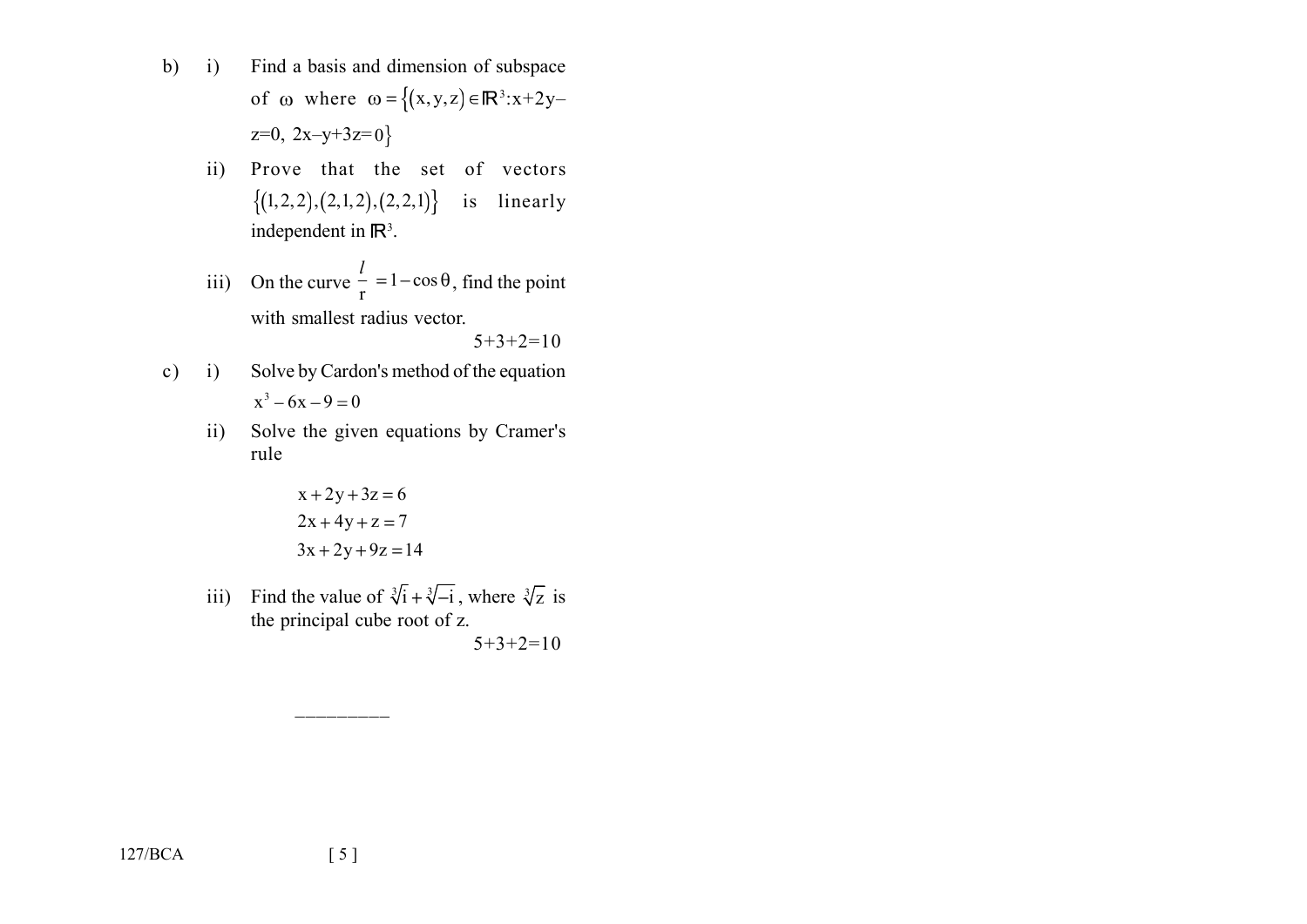b) i) Find a basis and dimension of subspace of $\omega$ where $\omega = \{(x, y, z) \in \mathbb{R}^3 : x+2y-z=0,\ 2x-y+3z=0\}$

ii) Prove that the set of vectors $\{(1,2,2),(2,1,2),(2,2,1)\}$ is linearly independent in $\mathbb{R}^3$.

iii) On the curve $\frac{l}{r} = 1 - \cos\theta$, find the point with smallest radius vector.

5+3+2=10

c) i) Solve by Cardon's method of the equation $x^3 - 6x - 9 = 0$

ii) Solve the given equations by Cramer's rule

$$x + 2y + 3z = 6$$
$$2x + 4y + z = 7$$
$$3x + 2y + 9z = 14$$

iii) Find the value of $\sqrt[3]{i} + \sqrt[3]{-i}$, where $\sqrt[3]{z}$ is the principal cube root of z.

5+3+2=10

---------